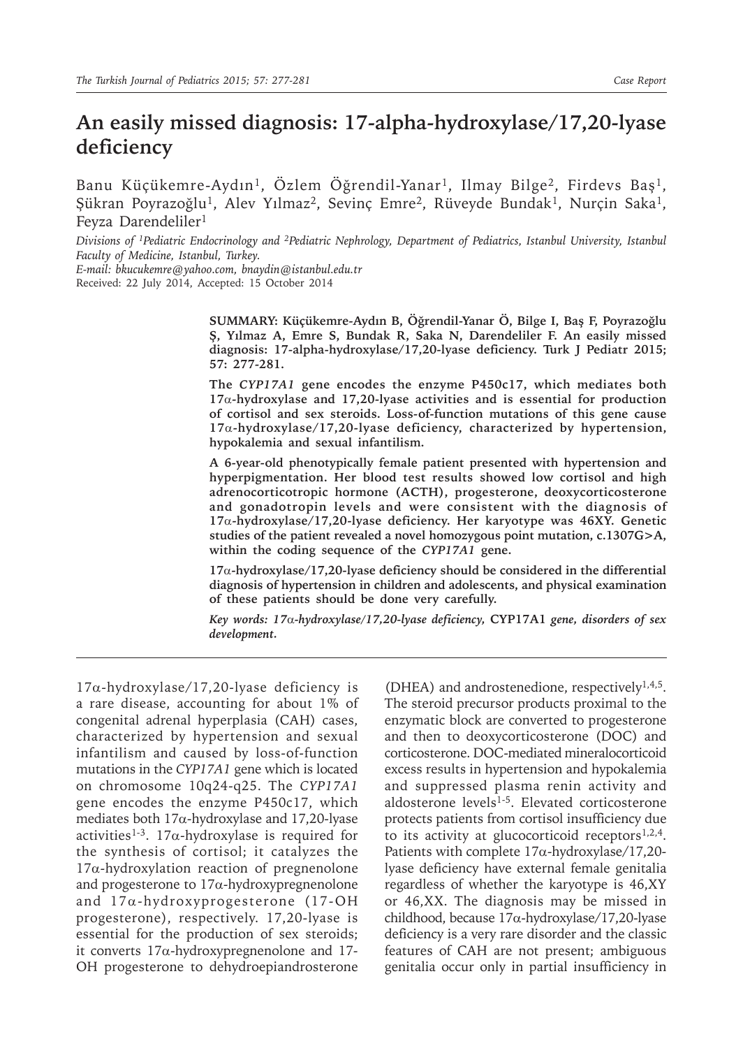# An easily missed diagnosis: 17-alpha-hydroxylase/17,20-lyase deficiency

Banu Küçükemre-Aydın[1], Özlem Öğrendil-Yanar[1], Ilmay Bilge[2], Firdevs Baş[1], Şükran Poyrazoğlu[1], Alev Yılmaz[2], Sevinç Emre[2], Rüveyde Bundak[1], Nurçin Saka[1], Feyza Darendeliler[1]

*Divisions of [1]Pediatric Endocrinology and [2]Pediatric Nephrology, Department of Pediatrics, Istanbul University, Istanbul Faculty of Medicine, Istanbul, Turkey.*

*E-mail: bkucukemre@yahoo.com, bnaydin@istanbul.edu.tr*

Received: 22 July 2014, Accepted: 15 October 2014

**SUMMARY: Küçükemre-Aydın B, Öğrendil-Yanar Ö, Bilge I, Baş F, Poyrazoğlu Ş, Yılmaz A, Emre S, Bundak R, Saka N, Darendeliler F. An easily missed diagnosis: 17-alpha-hydroxylase/17,20-lyase deficiency. Turk J Pediatr 2015; 57: 277-281.**

**The *CYP17A1* gene encodes the enzyme P450c17, which mediates both 17α-hydroxylase and 17,20-lyase activities and is essential for production of cortisol and sex steroids. Loss-of-function mutations of this gene cause 17α-hydroxylase/17,20-lyase deficiency, characterized by hypertension, hypokalemia and sexual infantilism.**

**A 6-year-old phenotypically female patient presented with hypertension and hyperpigmentation. Her blood test results showed low cortisol and high adrenocorticotropic hormone (ACTH), progesterone, deoxycorticosterone and gonadotropin levels and were consistent with the diagnosis of 17α-hydroxylase/17,20-lyase deficiency. Her karyotype was 46XY. Genetic studies of the patient revealed a novel homozygous point mutation, c.1307G>A, within the coding sequence of the *CYP17A1* gene.**

**17α-hydroxylase/17,20-lyase deficiency should be considered in the differential diagnosis of hypertension in children and adolescents, and physical examination of these patients should be done very carefully.**

***Key words:** 17α-hydroxylase/17,20-lyase deficiency,* **CYP17A1** *gene, disorders of sex development.*

17α-hydroxylase/17,20-lyase deficiency is a rare disease, accounting for about 1% of congenital adrenal hyperplasia (CAH) cases, characterized by hypertension and sexual infantilism and caused by loss-of-function mutations in the *CYP17A1* gene which is located on chromosome 10q24-q25. The *CYP17A1* gene encodes the enzyme P450c17, which mediates both 17α-hydroxylase and 17,20-lyase activities[1-3]. 17α-hydroxylase is required for the synthesis of cortisol; it catalyzes the 17α-hydroxylation reaction of pregnenolone and progesterone to 17α-hydroxypregnenolone and 17α-hydroxyprogesterone (17-OH progesterone), respectively. 17,20-lyase is essential for the production of sex steroids; it converts 17α-hydroxypregnenolone and 17-OH progesterone to dehydroepiandrosterone (DHEA) and androstenedione, respectively[1,4,5]. The steroid precursor products proximal to the enzymatic block are converted to progesterone and then to deoxycorticosterone (DOC) and corticosterone. DOC-mediated mineralocorticoid excess results in hypertension and hypokalemia and suppressed plasma renin activity and aldosterone levels[1-5]. Elevated corticosterone protects patients from cortisol insufficiency due to its activity at glucocorticoid receptors[1,2,4]. Patients with complete 17α-hydroxylase/17,20-lyase deficiency have external female genitalia regardless of whether the karyotype is 46,XY or 46,XX. The diagnosis may be missed in childhood, because 17α-hydroxylase/17,20-lyase deficiency is a very rare disorder and the classic features of CAH are not present; ambiguous genitalia occur only in partial insufficiency in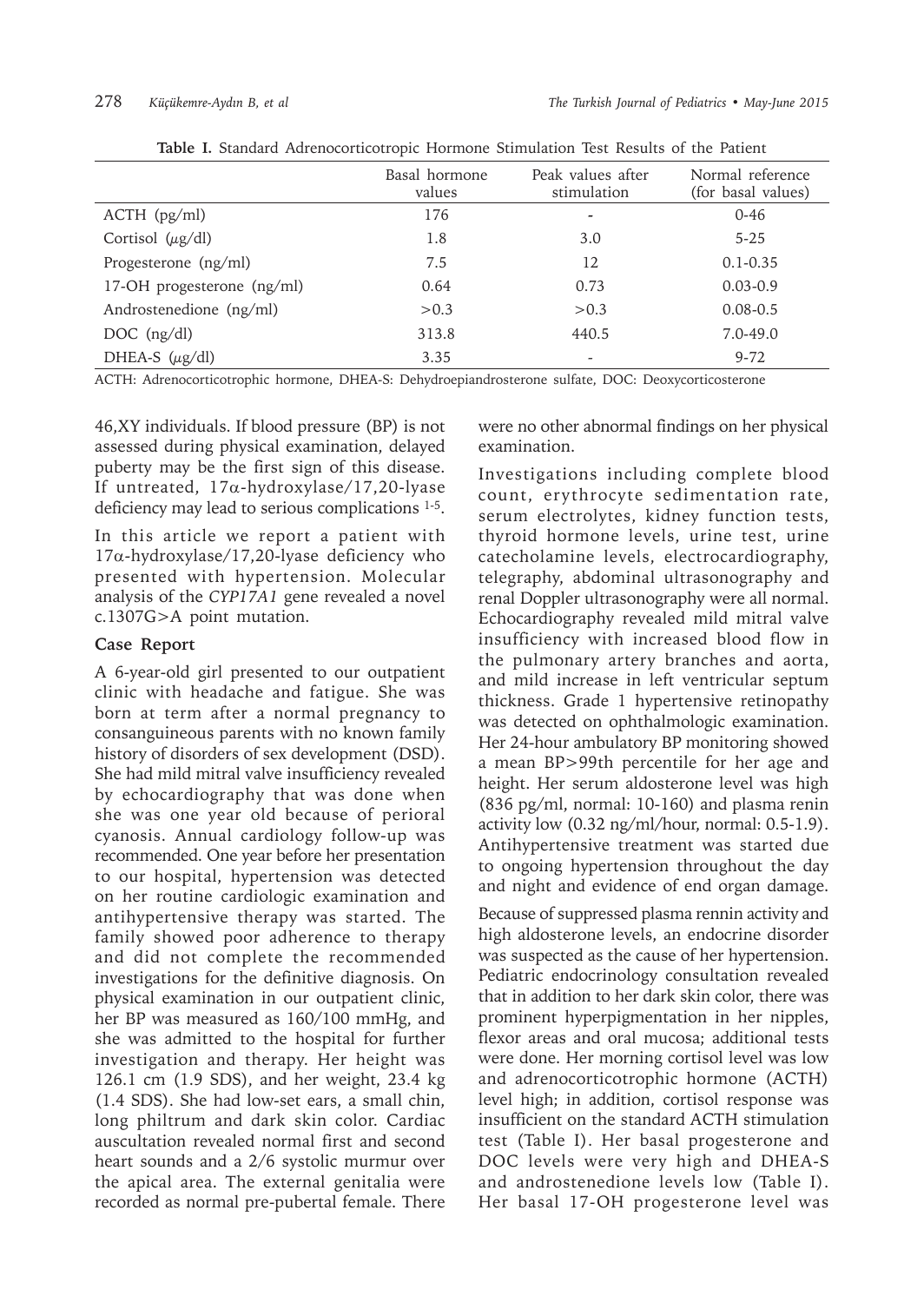**Table I.** Standard Adrenocorticotropic Hormone Stimulation Test Results of the Patient

| | Basal hormone values | Peak values after stimulation | Normal reference (for basal values) |
|---|---|---|---|
| ACTH (pg/ml) | 176 | - | 0-46 |
| Cortisol (μg/dl) | 1.8 | 3.0 | 5-25 |
| Progesterone (ng/ml) | 7.5 | 12 | 0.1-0.35 |
| 17-OH progesterone (ng/ml) | 0.64 | 0.73 | 0.03-0.9 |
| Androstenedione (ng/ml) | >0.3 | >0.3 | 0.08-0.5 |
| DOC (ng/dl) | 313.8 | 440.5 | 7.0-49.0 |
| DHEA-S (μg/dl) | 3.35 | - | 9-72 |

ACTH: Adrenocorticotrophic hormone, DHEA-S: Dehydroepiandrosterone sulfate, DOC: Deoxycorticosterone

46,XY individuals. If blood pressure (BP) is not assessed during physical examination, delayed puberty may be the first sign of this disease. If untreated, 17α-hydroxylase/17,20-lyase deficiency may lead to serious complications [1-5].

In this article we report a patient with 17α-hydroxylase/17,20-lyase deficiency who presented with hypertension. Molecular analysis of the *CYP17A1* gene revealed a novel c.1307G>A point mutation.

## Case Report

A 6-year-old girl presented to our outpatient clinic with headache and fatigue. She was born at term after a normal pregnancy to consanguineous parents with no known family history of disorders of sex development (DSD). She had mild mitral valve insufficiency revealed by echocardiography that was done when she was one year old because of perioral cyanosis. Annual cardiology follow-up was recommended. One year before her presentation to our hospital, hypertension was detected on her routine cardiologic examination and antihypertensive therapy was started. The family showed poor adherence to therapy and did not complete the recommended investigations for the definitive diagnosis. On physical examination in our outpatient clinic, her BP was measured as 160/100 mmHg, and she was admitted to the hospital for further investigation and therapy. Her height was 126.1 cm (1.9 SDS), and her weight, 23.4 kg (1.4 SDS). She had low-set ears, a small chin, long philtrum and dark skin color. Cardiac auscultation revealed normal first and second heart sounds and a 2/6 systolic murmur over the apical area. The external genitalia were recorded as normal pre-pubertal female. There were no other abnormal findings on her physical examination.

Investigations including complete blood count, erythrocyte sedimentation rate, serum electrolytes, kidney function tests, thyroid hormone levels, urine test, urine catecholamine levels, electrocardiography, telegraphy, abdominal ultrasonography and renal Doppler ultrasonography were all normal. Echocardiography revealed mild mitral valve insufficiency with increased blood flow in the pulmonary artery branches and aorta, and mild increase in left ventricular septum thickness. Grade 1 hypertensive retinopathy was detected on ophthalmologic examination. Her 24-hour ambulatory BP monitoring showed a mean BP>99th percentile for her age and height. Her serum aldosterone level was high (836 pg/ml, normal: 10-160) and plasma renin activity low (0.32 ng/ml/hour, normal: 0.5-1.9). Antihypertensive treatment was started due to ongoing hypertension throughout the day and night and evidence of end organ damage.

Because of suppressed plasma rennin activity and high aldosterone levels, an endocrine disorder was suspected as the cause of her hypertension. Pediatric endocrinology consultation revealed that in addition to her dark skin color, there was prominent hyperpigmentation in her nipples, flexor areas and oral mucosa; additional tests were done. Her morning cortisol level was low and adrenocorticotrophic hormone (ACTH) level high; in addition, cortisol response was insufficient on the standard ACTH stimulation test (Table I). Her basal progesterone and DOC levels were very high and DHEA-S and androstenedione levels low (Table I). Her basal 17-OH progesterone level was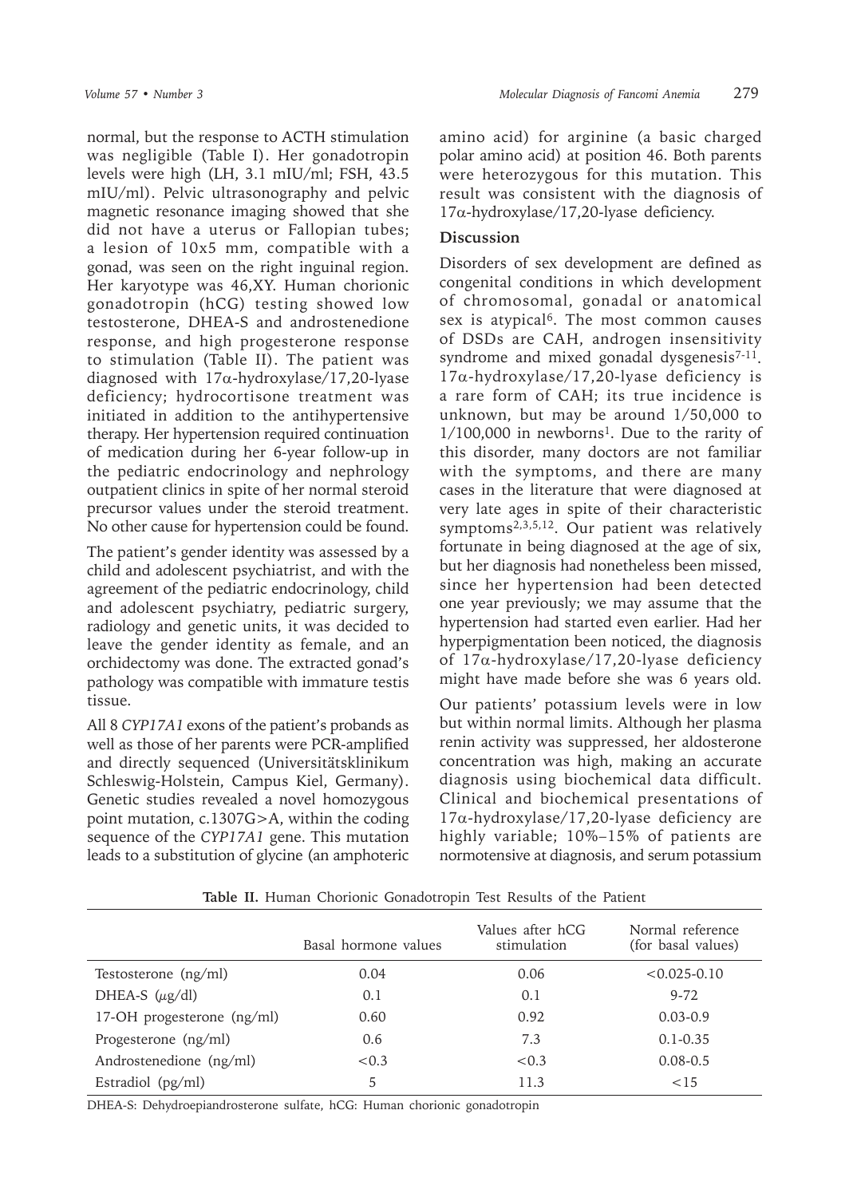normal, but the response to ACTH stimulation was negligible (Table I). Her gonadotropin levels were high (LH, 3.1 mIU/ml; FSH, 43.5 mIU/ml). Pelvic ultrasonography and pelvic magnetic resonance imaging showed that she did not have a uterus or Fallopian tubes; a lesion of 10x5 mm, compatible with a gonad, was seen on the right inguinal region. Her karyotype was 46,XY. Human chorionic gonadotropin (hCG) testing showed low testosterone, DHEA-S and androstenedione response, and high progesterone response to stimulation (Table II). The patient was diagnosed with 17α-hydroxylase/17,20-lyase deficiency; hydrocortisone treatment was initiated in addition to the antihypertensive therapy. Her hypertension required continuation of medication during her 6-year follow-up in the pediatric endocrinology and nephrology outpatient clinics in spite of her normal steroid precursor values under the steroid treatment. No other cause for hypertension could be found.

The patient's gender identity was assessed by a child and adolescent psychiatrist, and with the agreement of the pediatric endocrinology, child and adolescent psychiatry, pediatric surgery, radiology and genetic units, it was decided to leave the gender identity as female, and an orchidectomy was done. The extracted gonad's pathology was compatible with immature testis tissue.

All 8 *CYP17A1* exons of the patient's probands as well as those of her parents were PCR-amplified and directly sequenced (Universitätsklinikum Schleswig-Holstein, Campus Kiel, Germany). Genetic studies revealed a novel homozygous point mutation, c.1307G>A, within the coding sequence of the *CYP17A1* gene. This mutation leads to a substitution of glycine (an amphoteric amino acid) for arginine (a basic charged polar amino acid) at position 46. Both parents were heterozygous for this mutation. This result was consistent with the diagnosis of 17α-hydroxylase/17,20-lyase deficiency.

## Discussion

Disorders of sex development are defined as congenital conditions in which development of chromosomal, gonadal or anatomical sex is atypical[6]. The most common causes of DSDs are CAH, androgen insensitivity syndrome and mixed gonadal dysgenesis[7-11]. 17α-hydroxylase/17,20-lyase deficiency is a rare form of CAH; its true incidence is unknown, but may be around 1/50,000 to 1/100,000 in newborns[1]. Due to the rarity of this disorder, many doctors are not familiar with the symptoms, and there are many cases in the literature that were diagnosed at very late ages in spite of their characteristic symptoms[2,3,5,12]. Our patient was relatively fortunate in being diagnosed at the age of six, but her diagnosis had nonetheless been missed, since her hypertension had been detected one year previously; we may assume that the hypertension had started even earlier. Had her hyperpigmentation been noticed, the diagnosis of 17α-hydroxylase/17,20-lyase deficiency might have made before she was 6 years old.

Our patients' potassium levels were in low but within normal limits. Although her plasma renin activity was suppressed, her aldosterone concentration was high, making an accurate diagnosis using biochemical data difficult. Clinical and biochemical presentations of 17α-hydroxylase/17,20-lyase deficiency are highly variable; 10%–15% of patients are normotensive at diagnosis, and serum potassium

**Table II.** Human Chorionic Gonadotropin Test Results of the Patient

| | Basal hormone values | Values after hCG stimulation | Normal reference (for basal values) |
|---|---|---|---|
| Testosterone (ng/ml) | 0.04 | 0.06 | <0.025-0.10 |
| DHEA-S (μg/dl) | 0.1 | 0.1 | 9-72 |
| 17-OH progesterone (ng/ml) | 0.60 | 0.92 | 0.03-0.9 |
| Progesterone (ng/ml) | 0.6 | 7.3 | 0.1-0.35 |
| Androstenedione (ng/ml) | <0.3 | <0.3 | 0.08-0.5 |
| Estradiol (pg/ml) | 5 | 11.3 | <15 |

DHEA-S: Dehydroepiandrosterone sulfate, hCG: Human chorionic gonadotropin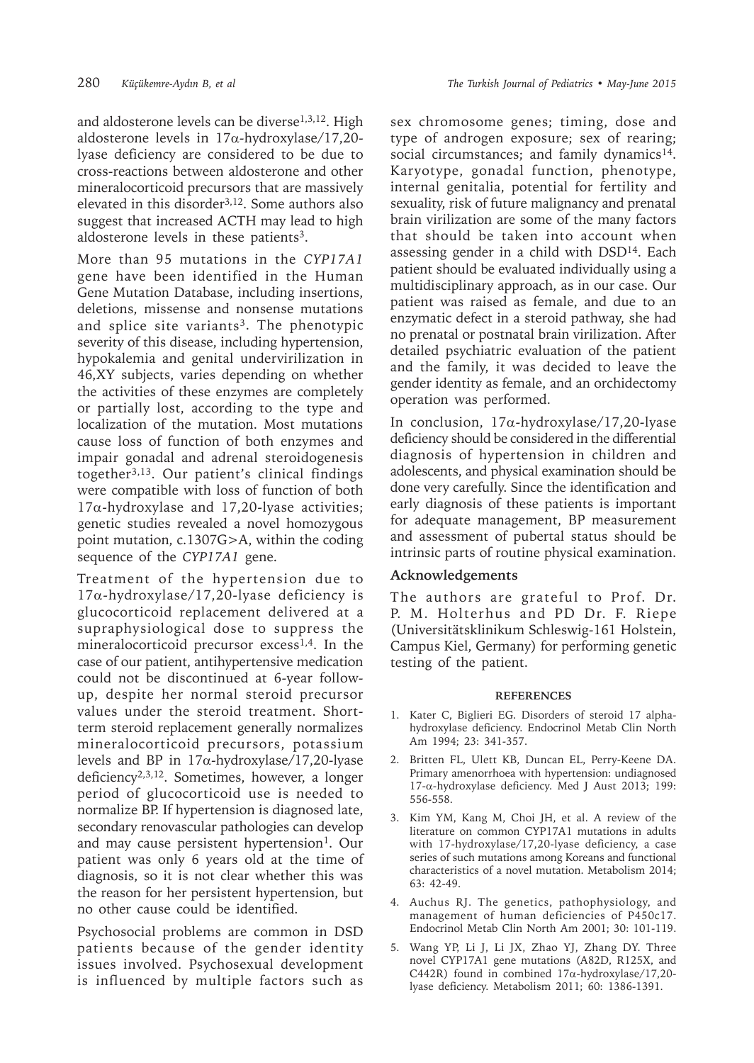and aldosterone levels can be diverse[1,3,12]. High aldosterone levels in 17α-hydroxylase/17,20-lyase deficiency are considered to be due to cross-reactions between aldosterone and other mineralocorticoid precursors that are massively elevated in this disorder[3,12]. Some authors also suggest that increased ACTH may lead to high aldosterone levels in these patients[3].

More than 95 mutations in the *CYP17A1* gene have been identified in the Human Gene Mutation Database, including insertions, deletions, missense and nonsense mutations and splice site variants[3]. The phenotypic severity of this disease, including hypertension, hypokalemia and genital undervirilization in 46,XY subjects, varies depending on whether the activities of these enzymes are completely or partially lost, according to the type and localization of the mutation. Most mutations cause loss of function of both enzymes and impair gonadal and adrenal steroidogenesis together[3,13]. Our patient's clinical findings were compatible with loss of function of both 17α-hydroxylase and 17,20-lyase activities; genetic studies revealed a novel homozygous point mutation, c.1307G>A, within the coding sequence of the *CYP17A1* gene.

Treatment of the hypertension due to 17α-hydroxylase/17,20-lyase deficiency is glucocorticoid replacement delivered at a supraphysiological dose to suppress the mineralocorticoid precursor excess[1,4]. In the case of our patient, antihypertensive medication could not be discontinued at 6-year follow-up, despite her normal steroid precursor values under the steroid treatment. Short-term steroid replacement generally normalizes mineralocorticoid precursors, potassium levels and BP in 17α-hydroxylase/17,20-lyase deficiency[2,3,12]. Sometimes, however, a longer period of glucocorticoid use is needed to normalize BP. If hypertension is diagnosed late, secondary renovascular pathologies can develop and may cause persistent hypertension[1]. Our patient was only 6 years old at the time of diagnosis, so it is not clear whether this was the reason for her persistent hypertension, but no other cause could be identified.

Psychosocial problems are common in DSD patients because of the gender identity issues involved. Psychosexual development is influenced by multiple factors such as sex chromosome genes; timing, dose and type of androgen exposure; sex of rearing; social circumstances; and family dynamics[14]. Karyotype, gonadal function, phenotype, internal genitalia, potential for fertility and sexuality, risk of future malignancy and prenatal brain virilization are some of the many factors that should be taken into account when assessing gender in a child with DSD[14]. Each patient should be evaluated individually using a multidisciplinary approach, as in our case. Our patient was raised as female, and due to an enzymatic defect in a steroid pathway, she had no prenatal or postnatal brain virilization. After detailed psychiatric evaluation of the patient and the family, it was decided to leave the gender identity as female, and an orchidectomy operation was performed.

In conclusion, 17α-hydroxylase/17,20-lyase deficiency should be considered in the differential diagnosis of hypertension in children and adolescents, and physical examination should be done very carefully. Since the identification and early diagnosis of these patients is important for adequate management, BP measurement and assessment of pubertal status should be intrinsic parts of routine physical examination.

## Acknowledgements

The authors are grateful to Prof. Dr. P. M. Holterhus and PD Dr. F. Riepe (Universitätsklinikum Schleswig-161 Holstein, Campus Kiel, Germany) for performing genetic testing of the patient.

## REFERENCES

1. Kater C, Biglieri EG. Disorders of steroid 17 alpha-hydroxylase deficiency. Endocrinol Metab Clin North Am 1994; 23: 341-357.
2. Britten FL, Ulett KB, Duncan EL, Perry-Keene DA. Primary amenorrhoea with hypertension: undiagnosed 17-α-hydroxylase deficiency. Med J Aust 2013; 199: 556-558.
3. Kim YM, Kang M, Choi JH, et al. A review of the literature on common CYP17A1 mutations in adults with 17-hydroxylase/17,20-lyase deficiency, a case series of such mutations among Koreans and functional characteristics of a novel mutation. Metabolism 2014; 63: 42-49.
4. Auchus RJ. The genetics, pathophysiology, and management of human deficiencies of P450c17. Endocrinol Metab Clin North Am 2001; 30: 101-119.
5. Wang YP, Li J, Li JX, Zhao YJ, Zhang DY. Three novel CYP17A1 gene mutations (A82D, R125X, and C442R) found in combined 17α-hydroxylase/17,20-lyase deficiency. Metabolism 2011; 60: 1386-1391.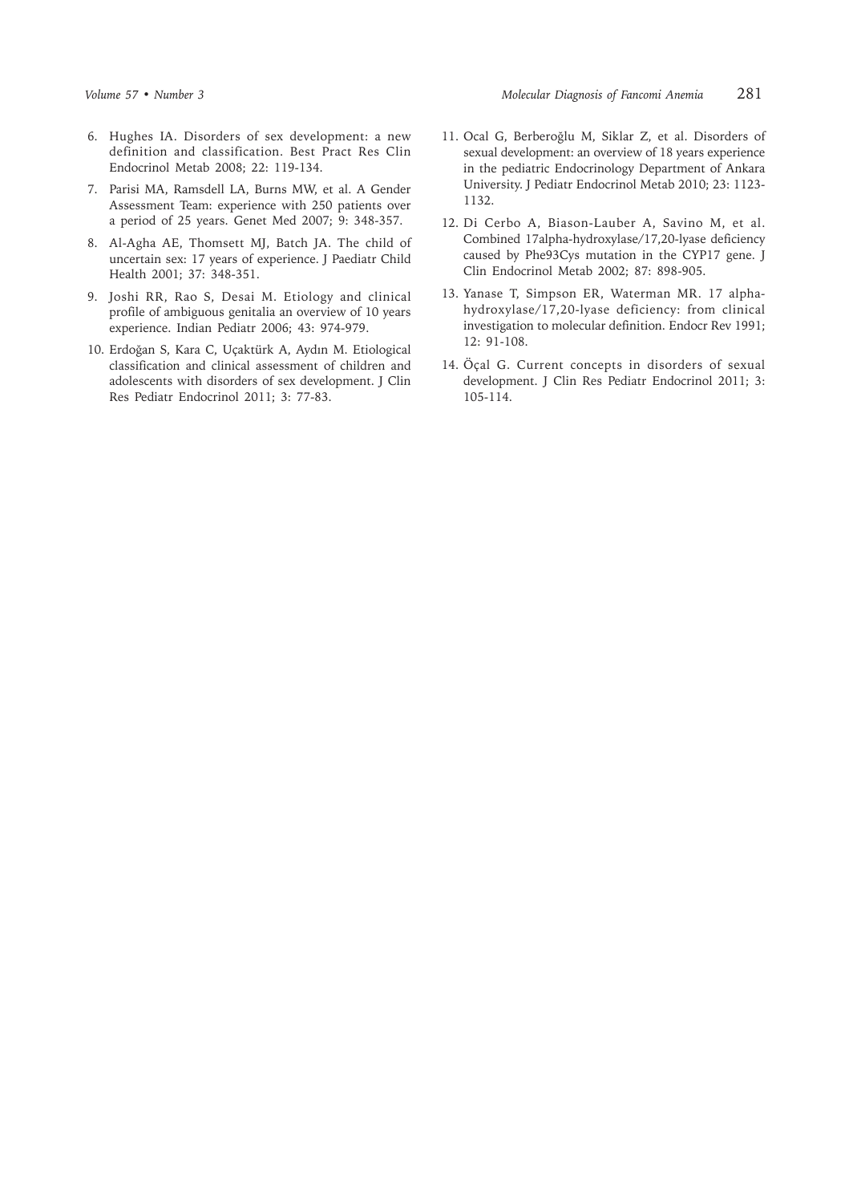6. Hughes IA. Disorders of sex development: a new definition and classification. Best Pract Res Clin Endocrinol Metab 2008; 22: 119-134.
7. Parisi MA, Ramsdell LA, Burns MW, et al. A Gender Assessment Team: experience with 250 patients over a period of 25 years. Genet Med 2007; 9: 348-357.
8. Al-Agha AE, Thomsett MJ, Batch JA. The child of uncertain sex: 17 years of experience. J Paediatr Child Health 2001; 37: 348-351.
9. Joshi RR, Rao S, Desai M. Etiology and clinical profile of ambiguous genitalia an overview of 10 years experience. Indian Pediatr 2006; 43: 974-979.
10. Erdoğan S, Kara C, Uçaktürk A, Aydın M. Etiological classification and clinical assessment of children and adolescents with disorders of sex development. J Clin Res Pediatr Endocrinol 2011; 3: 77-83.
11. Ocal G, Berberoğlu M, Siklar Z, et al. Disorders of sexual development: an overview of 18 years experience in the pediatric Endocrinology Department of Ankara University. J Pediatr Endocrinol Metab 2010; 23: 1123-1132.
12. Di Cerbo A, Biason-Lauber A, Savino M, et al. Combined 17alpha-hydroxylase/17,20-lyase deficiency caused by Phe93Cys mutation in the CYP17 gene. J Clin Endocrinol Metab 2002; 87: 898-905.
13. Yanase T, Simpson ER, Waterman MR. 17 alpha-hydroxylase/17,20-lyase deficiency: from clinical investigation to molecular definition. Endocr Rev 1991; 12: 91-108.
14. Öçal G. Current concepts in disorders of sexual development. J Clin Res Pediatr Endocrinol 2011; 3: 105-114.